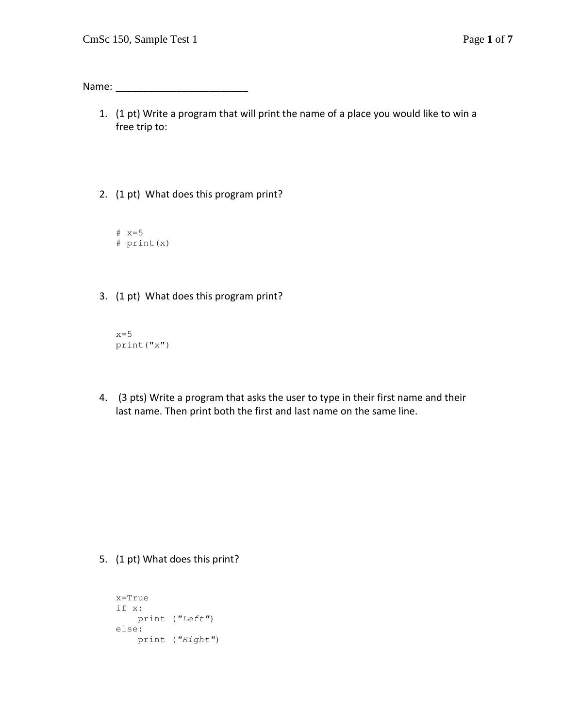Name: ________________________

1. (1 pt) Write a program that will print the name of a place you would like to win a free trip to:

2. (1 pt) What does this program print?

```
# x=5
# print(x)
```

3. (1 pt) What does this program print?

```
x=5
print("x")
```

4. (3 pts) Write a program that asks the user to type in their first name and their last name. Then print both the first and last name on the same line.

5. (1 pt) What does this print?

```
x=True
if x:
    print ("Left")
else:
    print ("Right")
```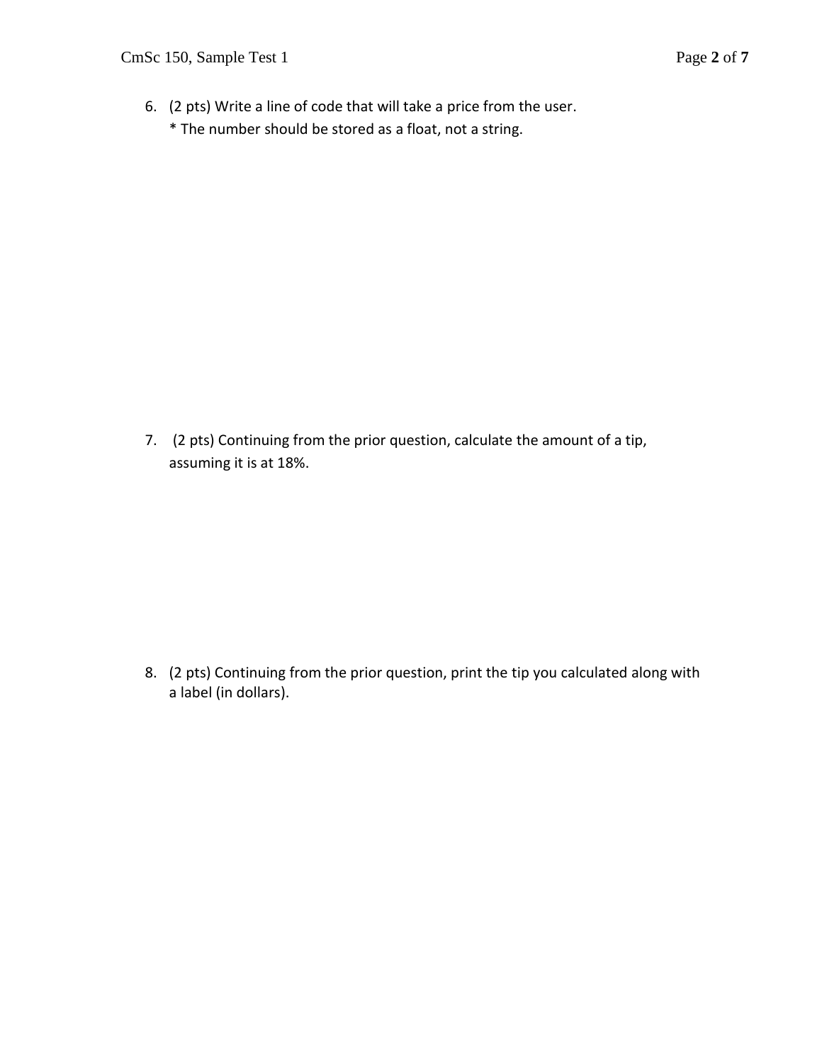6. (2 pts) Write a line of code that will take a price from the user.
   * The number should be stored as a float, not a string.

7. (2 pts) Continuing from the prior question, calculate the amount of a tip, assuming it is at 18%.

8. (2 pts) Continuing from the prior question, print the tip you calculated along with a label (in dollars).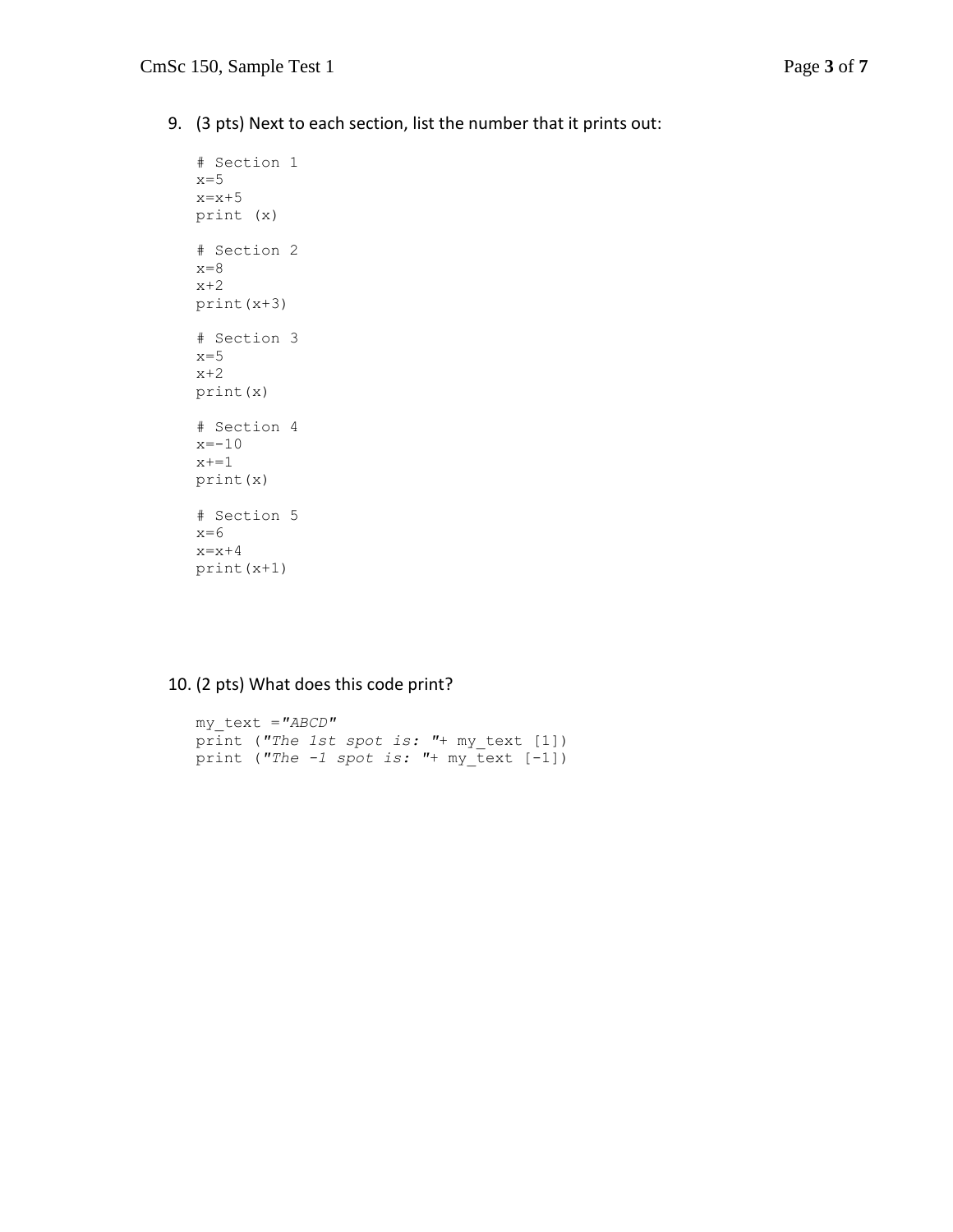9. (3 pts) Next to each section, list the number that it prints out:

```
# Section 1
x=5
x=x+5
print (x)

# Section 2
x=8
x+2
print(x+3)

# Section 3
x=5
x+2
print(x)

# Section 4
x=-10
x+=1
print(x)

# Section 5
x=6
x=x+4
print(x+1)
```

10. (2 pts) What does this code print?

```
my_text ="ABCD"
print ("The 1st spot is: "+ my_text [1])
print ("The -1 spot is: "+ my_text [-1])
```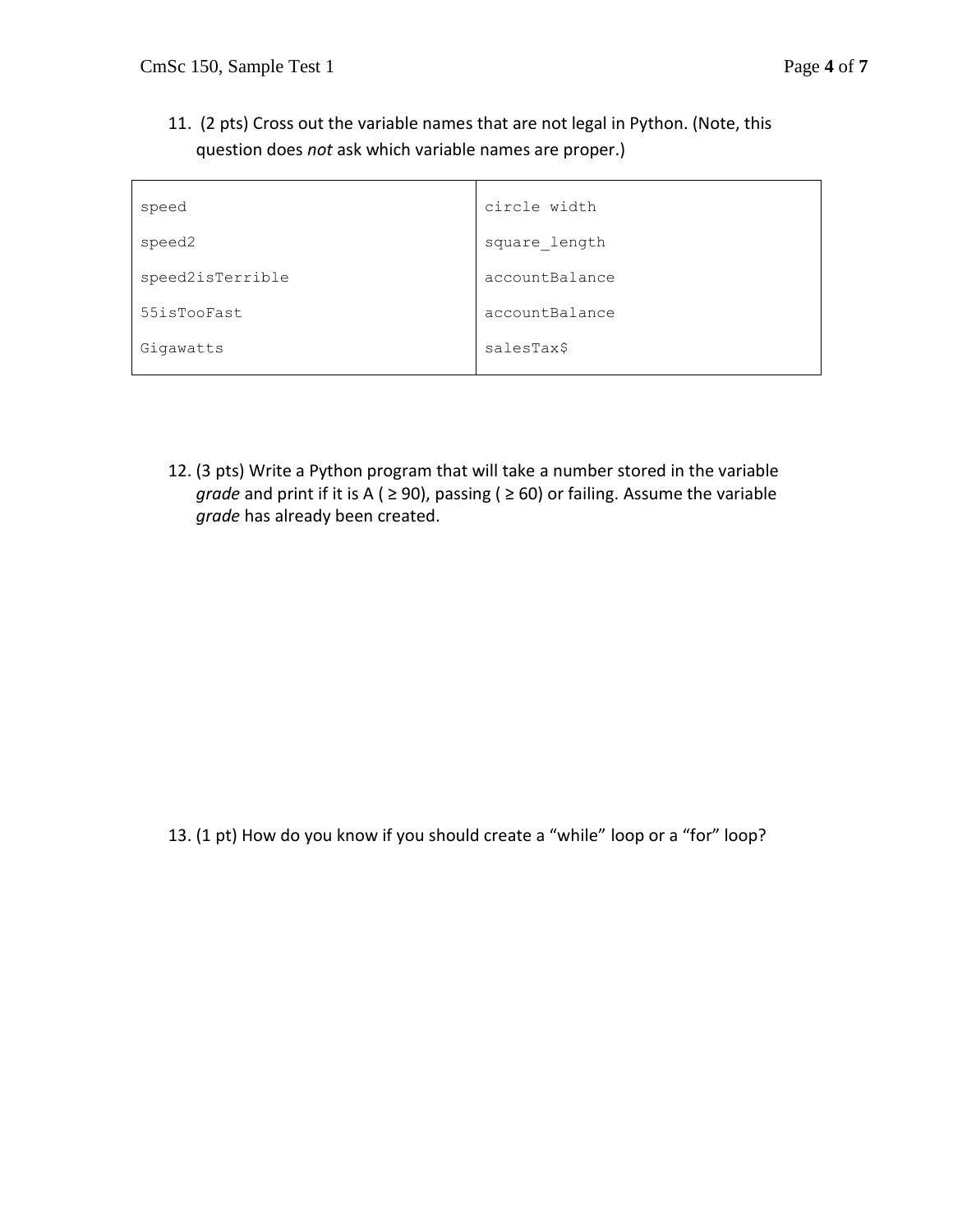11. (2 pts) Cross out the variable names that are not legal in Python. (Note, this question does *not* ask which variable names are proper.)

| | |
|---|---|
| `speed` | `circle width` |
| `speed2` | `square_length` |
| `speed2isTerrible` | `accountBalance` |
| `55isTooFast` | `accountBalance` |
| `Gigawatts` | `salesTax$` |

12. (3 pts) Write a Python program that will take a number stored in the variable *grade* and print if it is A ( ≥ 90), passing ( ≥ 60) or failing. Assume the variable *grade* has already been created.

13. (1 pt) How do you know if you should create a “while” loop or a “for” loop?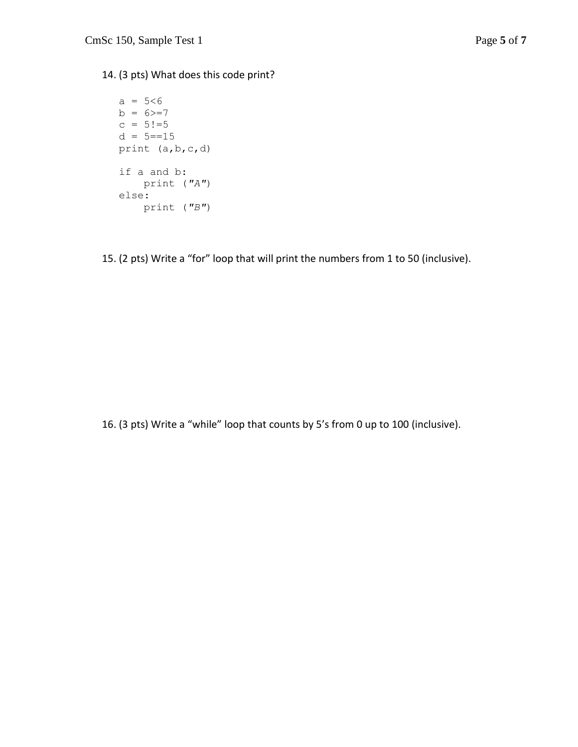14. (3 pts) What does this code print?

```
a = 5<6
b = 6>=7
c = 5!=5
d = 5==15
print (a,b,c,d)

if a and b:
    print ("A")
else:
    print ("B")
```

15. (2 pts) Write a “for” loop that will print the numbers from 1 to 50 (inclusive).

16. (3 pts) Write a “while” loop that counts by 5’s from 0 up to 100 (inclusive).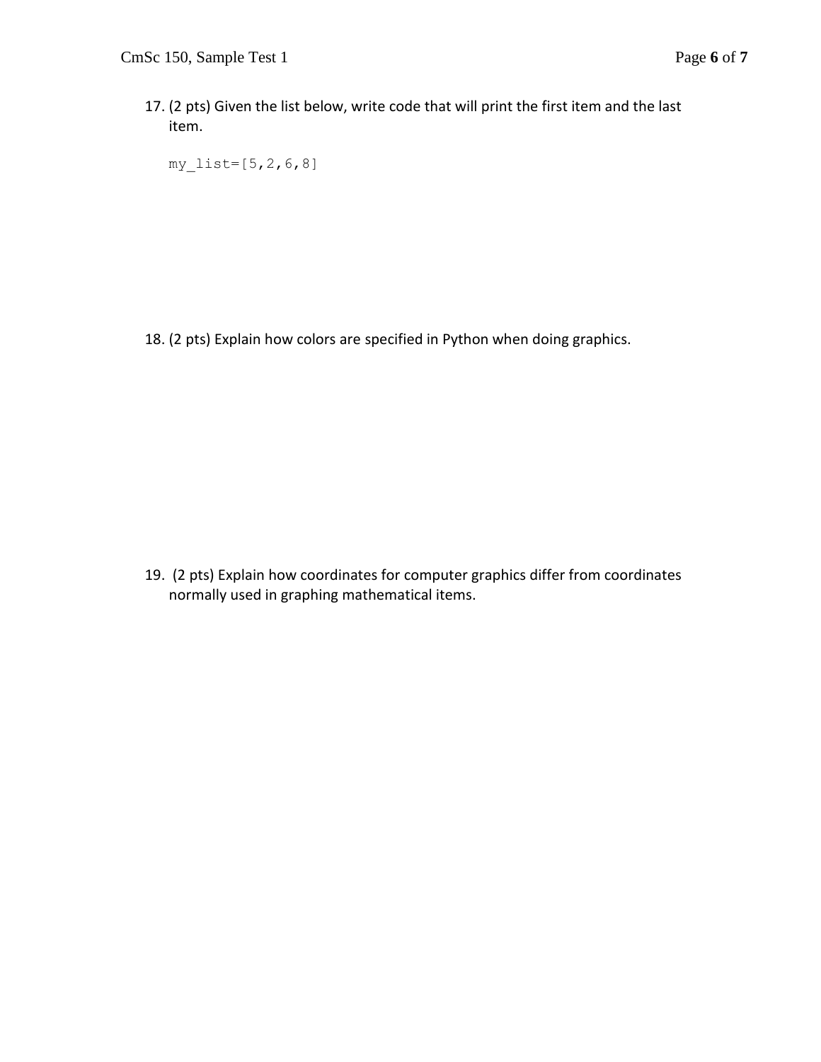17. (2 pts) Given the list below, write code that will print the first item and the last item.

```
my_list=[5,2,6,8]
```

18. (2 pts) Explain how colors are specified in Python when doing graphics.

19. (2 pts) Explain how coordinates for computer graphics differ from coordinates normally used in graphing mathematical items.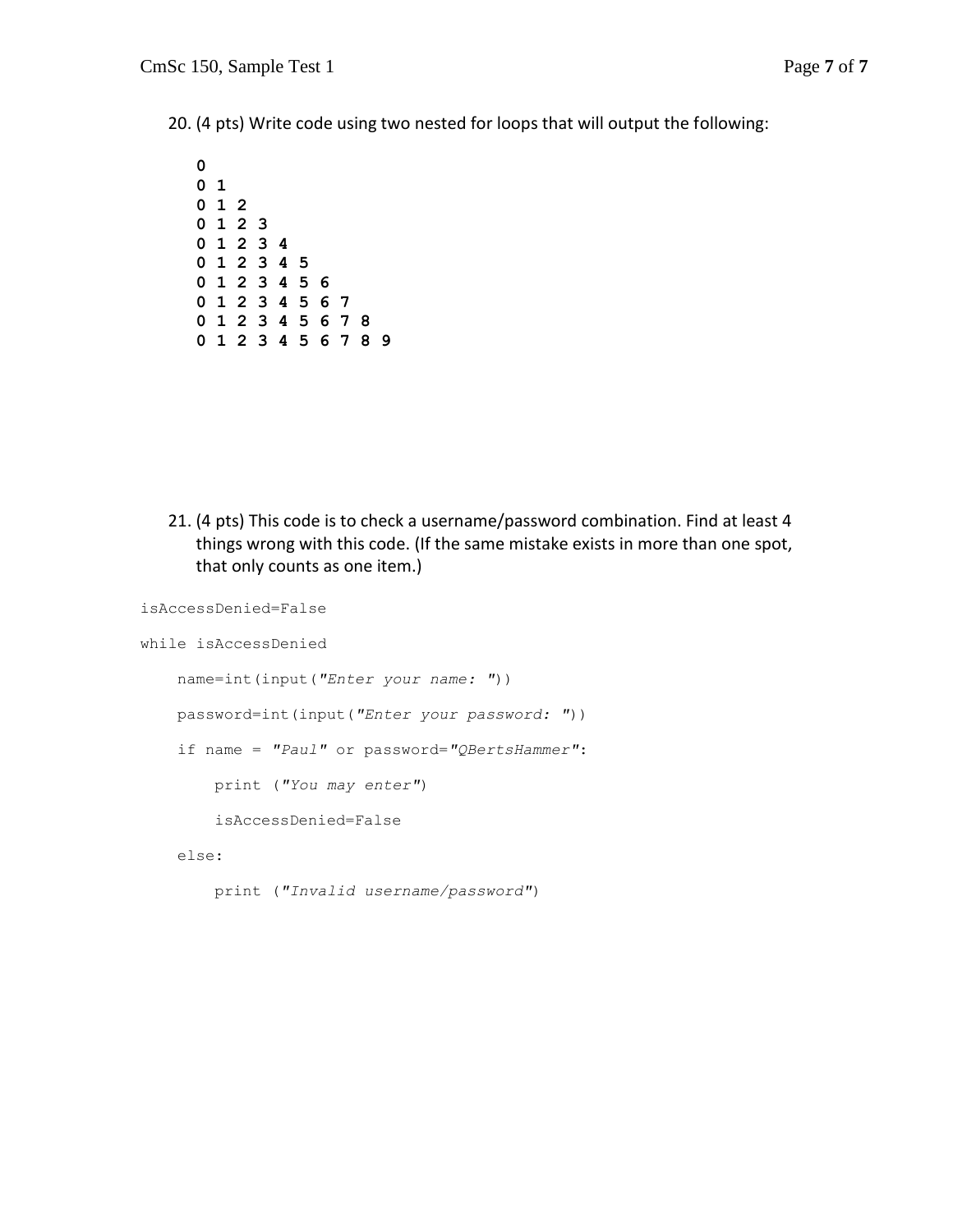20. (4 pts) Write code using two nested for loops that will output the following:

```
0
0 1
0 1 2
0 1 2 3
0 1 2 3 4
0 1 2 3 4 5
0 1 2 3 4 5 6
0 1 2 3 4 5 6 7
0 1 2 3 4 5 6 7 8
0 1 2 3 4 5 6 7 8 9
```

21. (4 pts) This code is to check a username/password combination. Find at least 4 things wrong with this code. (If the same mistake exists in more than one spot, that only counts as one item.)

```
isAccessDenied=False

while isAccessDenied

    name=int(input("Enter your name: "))

    password=int(input("Enter your password: "))

    if name = "Paul" or password="QBertsHammer":

        print ("You may enter")

        isAccessDenied=False

    else:

        print ("Invalid username/password")
```